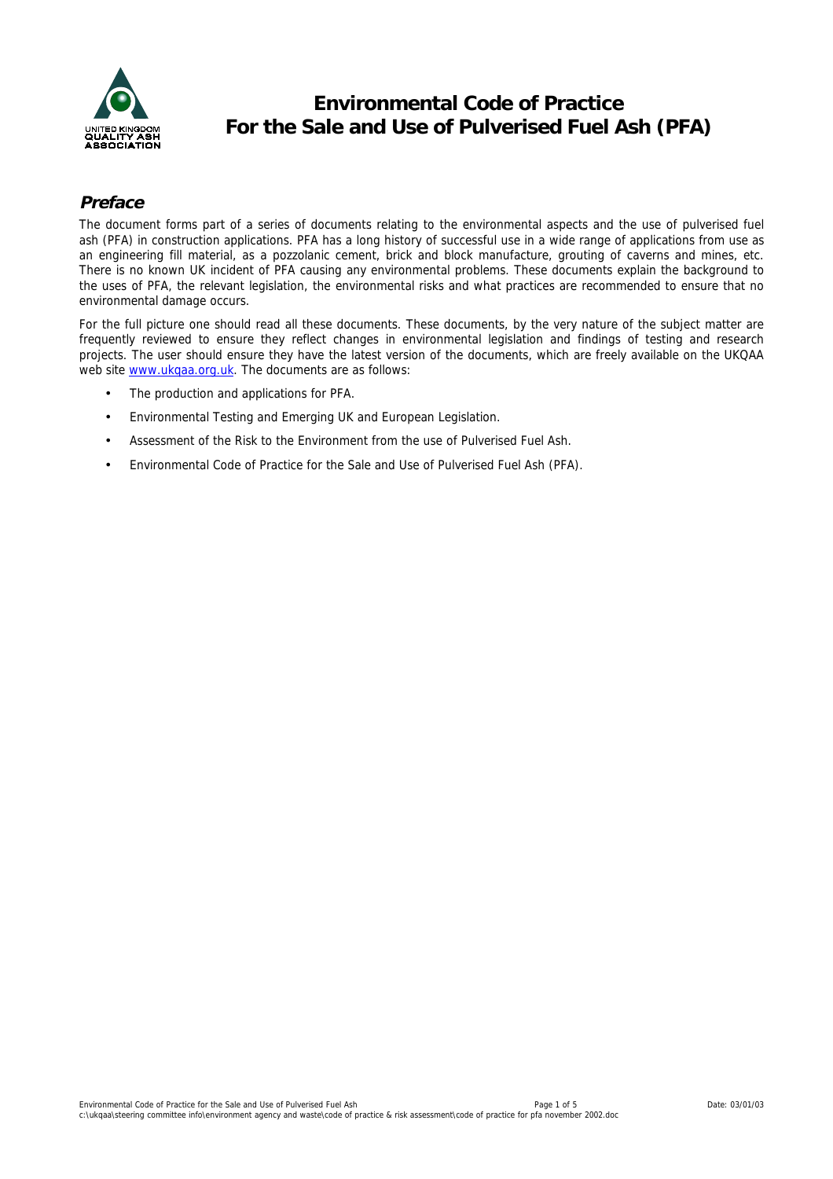# Environmental Code of Practice For the Sale and Use of Pulverised Fuel Ash (PFA)

## *Preface*

The document forms part of a series of documents relating to the environmental aspects and the use of pulverised fuel ash (PFA) in construction applications. PFA has a long history of successful use in a wide range of applications from use as an engineering fill material, as a pozzolanic cement, brick and block manufacture, grouting of caverns and mines, etc. There is no known UK incident of PFA causing any environmental problems. These documents explain the background to the uses of PFA, the relevant legislation, the environmental risks and what practices are recommended to ensure that no environmental damage occurs.

For the full picture one should read all these documents. These documents, by the very nature of the subject matter are frequently reviewed to ensure they reflect changes in environmental legislation and findings of testing and research projects. The user should ensure they have the latest version of the documents, which are freely available on the UKQAA web site www.ukqaa.org.uk. The documents are as follows:

- The production and applications for PFA.
- Environmental Testing and Emerging UK and European Legislation.
- Assessment of the Risk to the Environment from the use of Pulverised Fuel Ash.
- Environmental Code of Practice for the Sale and Use of Pulverised Fuel Ash (PFA).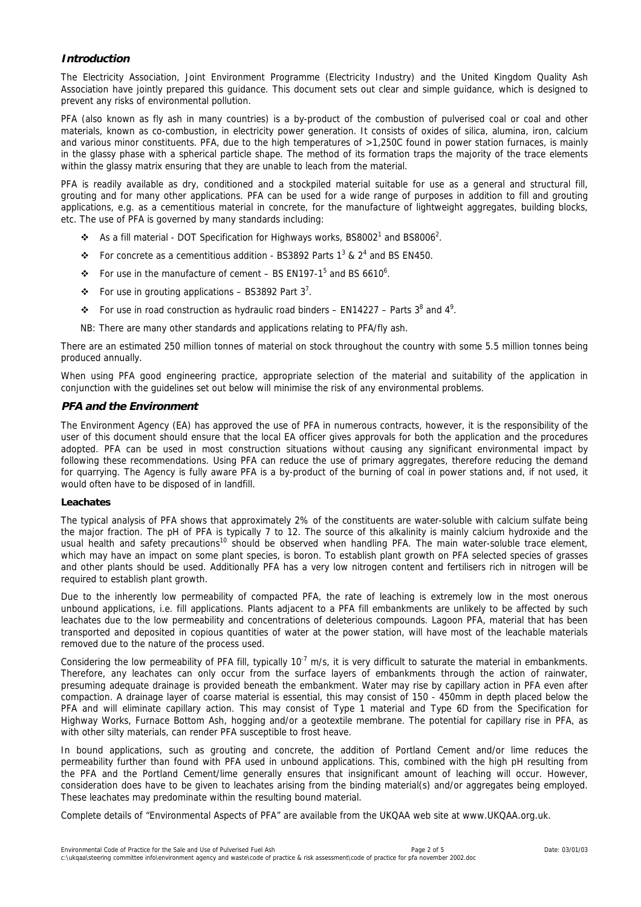## *Introduction*

The Electricity Association, Joint Environment Programme (Electricity Industry) and the United Kingdom Quality Ash Association have jointly prepared this guidance. This document sets out clear and simple guidance, which is designed to prevent any risks of environmental pollution.

PFA (also known as fly ash in many countries) is a by-product of the combustion of pulverised coal or coal and other materials, known as co-combustion, in electricity power generation. It consists of oxides of silica, alumina, iron, calcium and various minor constituents. PFA, due to the high temperatures of >1,250C found in power station furnaces, is mainly in the glassy phase with a spherical particle shape. The method of its formation traps the majority of the trace elements within the glassy matrix ensuring that they are unable to leach from the material.

PFA is readily available as dry, conditioned and a stockpiled material suitable for use as a general and structural fill, grouting and for many other applications. PFA can be used for a wide range of purposes in addition to fill and grouting applications, e.g. as a cementitious material in concrete, for the manufacture of lightweight aggregates, building blocks, etc. The use of PFA is governed by many standards including:

- As a fill material - DOT Specification for Highways works, BS8002[1] and BS8006[2].
- For concrete as a cementitious addition - BS3892 Parts 1[3] & 2[4] and BS EN450.
- For use in the manufacture of cement – BS EN197-1[5] and BS 6610[6].
- For use in grouting applications – BS3892 Part 3[7].
- For use in road construction as hydraulic road binders – EN14227 – Parts 3[8] and 4[9].

NB: There are many other standards and applications relating to PFA/fly ash.

There are an estimated 250 million tonnes of material on stock throughout the country with some 5.5 million tonnes being produced annually.

When using PFA good engineering practice, appropriate selection of the material and suitability of the application in conjunction with the guidelines set out below will minimise the risk of any environmental problems.

## *PFA and the Environment*

The Environment Agency (EA) has approved the use of PFA in numerous contracts, however, it is the responsibility of the user of this document should ensure that the local EA officer gives approvals for both the application and the procedures adopted. PFA can be used in most construction situations without causing any significant environmental impact by following these recommendations. Using PFA can reduce the use of primary aggregates, therefore reducing the demand for quarrying. The Agency is fully aware PFA is a by-product of the burning of coal in power stations and, if not used, it would often have to be disposed of in landfill.

### Leachates

The typical analysis of PFA shows that approximately 2% of the constituents are water-soluble with calcium sulfate being the major fraction. The pH of PFA is typically 7 to 12. The source of this alkalinity is mainly calcium hydroxide and the usual health and safety precautions[10] should be observed when handling PFA. The main water-soluble trace element, which may have an impact on some plant species, is boron. To establish plant growth on PFA selected species of grasses and other plants should be used. Additionally PFA has a very low nitrogen content and fertilisers rich in nitrogen will be required to establish plant growth.

Due to the inherently low permeability of compacted PFA, the rate of leaching is extremely low in the most onerous unbound applications, i.e. fill applications. Plants adjacent to a PFA fill embankments are unlikely to be affected by such leachates due to the low permeability and concentrations of deleterious compounds. Lagoon PFA, material that has been transported and deposited in copious quantities of water at the power station, will have most of the leachable materials removed due to the nature of the process used.

Considering the low permeability of PFA fill, typically $10^{-7}$ m/s, it is very difficult to saturate the material in embankments. Therefore, any leachates can only occur from the surface layers of embankments through the action of rainwater, presuming adequate drainage is provided beneath the embankment. Water may rise by capillary action in PFA even after compaction. A drainage layer of coarse material is essential, this may consist of 150 - 450mm in depth placed below the PFA and will eliminate capillary action. This may consist of Type 1 material and Type 6D from the Specification for Highway Works, Furnace Bottom Ash, hogging and/or a geotextile membrane. The potential for capillary rise in PFA, as with other silty materials, can render PFA susceptible to frost heave.

In bound applications, such as grouting and concrete, the addition of Portland Cement and/or lime reduces the permeability further than found with PFA used in unbound applications. This, combined with the high pH resulting from the PFA and the Portland Cement/lime generally ensures that insignificant amount of leaching will occur. However, consideration does have to be given to leachates arising from the binding material(s) and/or aggregates being employed. These leachates may predominate within the resulting bound material.

Complete details of "Environmental Aspects of PFA" are available from the UKQAA web site at www.UKQAA.org.uk.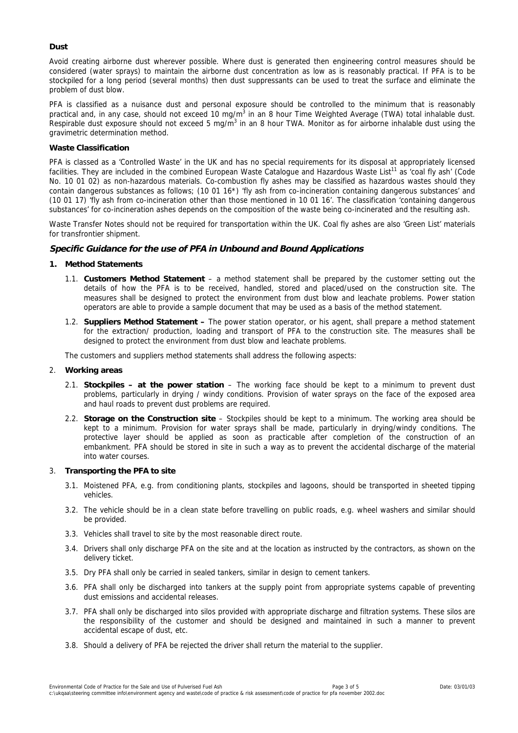**Dust**

Avoid creating airborne dust wherever possible. Where dust is generated then engineering control measures should be considered (water sprays) to maintain the airborne dust concentration as low as is reasonably practical. If PFA is to be stockpiled for a long period (several months) then dust suppressants can be used to treat the surface and eliminate the problem of dust blow.

PFA is classified as a nuisance dust and personal exposure should be controlled to the minimum that is reasonably practical and, in any case, should not exceed 10 $mg/m^3$ in an 8 hour Time Weighted Average (TWA) total inhalable dust. Respirable dust exposure should not exceed 5 $mg/m^3$ in an 8 hour TWA. Monitor as for airborne inhalable dust using the gravimetric determination method.

**Waste Classification**

PFA is classed as a 'Controlled Waste' in the UK and has no special requirements for its disposal at appropriately licensed facilities. They are included in the combined European Waste Catalogue and Hazardous Waste List[11] as 'coal fly ash' (Code No. 10 01 02) as non-hazardous materials. Co-combustion fly ashes may be classified as hazardous wastes should they contain dangerous substances as follows; (10 01 16*) 'fly ash from co-incineration containing dangerous substances' and (10 01 17) 'fly ash from co-incineration other than those mentioned in 10 01 16'. The classification 'containing dangerous substances' for co-incineration ashes depends on the composition of the waste being co-incinerated and the resulting ash.

Waste Transfer Notes should not be required for transportation within the UK. Coal fly ashes are also 'Green List' materials for transfrontier shipment.

## *Specific Guidance for the use of PFA in Unbound and Bound Applications*

1. **Method Statements**
   - 1.1. **Customers Method Statement** – a method statement shall be prepared by the customer setting out the details of how the PFA is to be received, handled, stored and placed/used on the construction site. The measures shall be designed to protect the environment from dust blow and leachate problems. Power station operators are able to provide a sample document that may be used as a basis of the method statement.
   - 1.2. **Suppliers Method Statement –** The power station operator, or his agent, shall prepare a method statement for the extraction/ production, loading and transport of PFA to the construction site. The measures shall be designed to protect the environment from dust blow and leachate problems.

   The customers and suppliers method statements shall address the following aspects:

2. **Working areas**
   - 2.1. **Stockpiles – at the power station** – The working face should be kept to a minimum to prevent dust problems, particularly in drying / windy conditions. Provision of water sprays on the face of the exposed area and haul roads to prevent dust problems are required.
   - 2.2. **Storage on the Construction site** – Stockpiles should be kept to a minimum. The working area should be kept to a minimum. Provision for water sprays shall be made, particularly in drying/windy conditions. The protective layer should be applied as soon as practicable after completion of the construction of an embankment. PFA should be stored in site in such a way as to prevent the accidental discharge of the material into water courses.

3. **Transporting the PFA to site**
   - 3.1. Moistened PFA, e.g. from conditioning plants, stockpiles and lagoons, should be transported in sheeted tipping vehicles.
   - 3.2. The vehicle should be in a clean state before travelling on public roads, e.g. wheel washers and similar should be provided.
   - 3.3. Vehicles shall travel to site by the most reasonable direct route.
   - 3.4. Drivers shall only discharge PFA on the site and at the location as instructed by the contractors, as shown on the delivery ticket.
   - 3.5. Dry PFA shall only be carried in sealed tankers, similar in design to cement tankers.
   - 3.6. PFA shall only be discharged into tankers at the supply point from appropriate systems capable of preventing dust emissions and accidental releases.
   - 3.7. PFA shall only be discharged into silos provided with appropriate discharge and filtration systems. These silos are the responsibility of the customer and should be designed and maintained in such a manner to prevent accidental escape of dust, etc.
   - 3.8. Should a delivery of PFA be rejected the driver shall return the material to the supplier.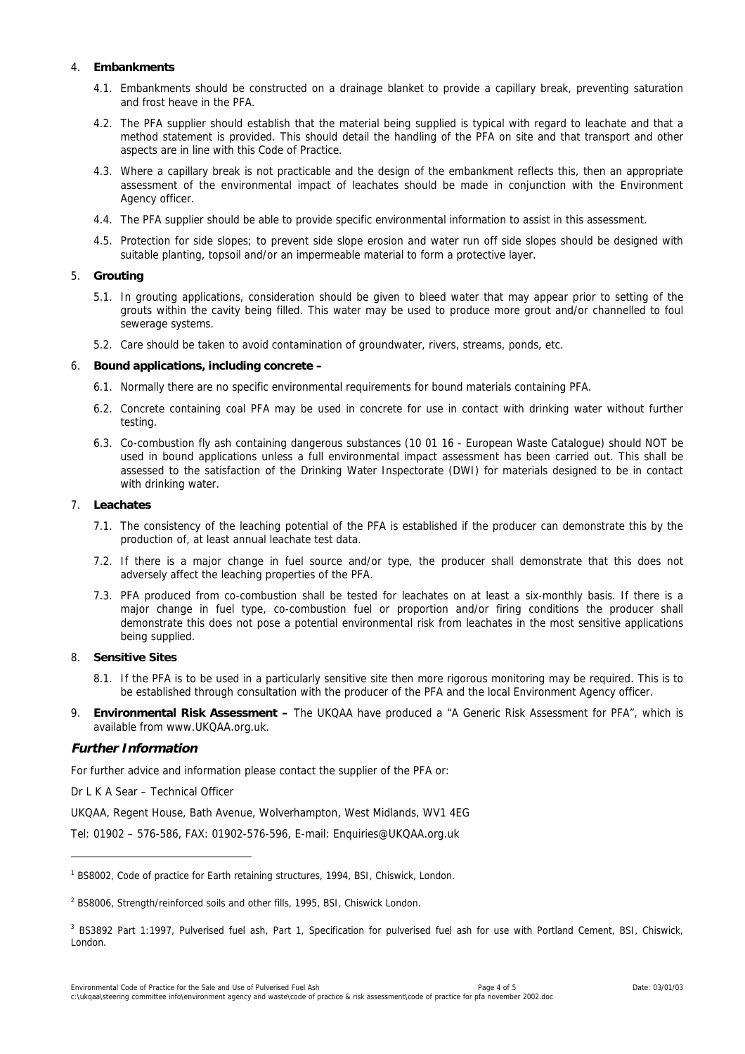4. **Embankments**

   4.1. Embankments should be constructed on a drainage blanket to provide a capillary break, preventing saturation and frost heave in the PFA.

   4.2. The PFA supplier should establish that the material being supplied is typical with regard to leachate and that a method statement is provided. This should detail the handling of the PFA on site and that transport and other aspects are in line with this Code of Practice.

   4.3. Where a capillary break is not practicable and the design of the embankment reflects this, then an appropriate assessment of the environmental impact of leachates should be made in conjunction with the Environment Agency officer.

   4.4. The PFA supplier should be able to provide specific environmental information to assist in this assessment.

   4.5. Protection for side slopes; to prevent side slope erosion and water run off side slopes should be designed with suitable planting, topsoil and/or an impermeable material to form a protective layer.

5. **Grouting**

   5.1. In grouting applications, consideration should be given to bleed water that may appear prior to setting of the grouts within the cavity being filled. This water may be used to produce more grout and/or channelled to foul sewerage systems.

   5.2. Care should be taken to avoid contamination of groundwater, rivers, streams, ponds, etc.

6. **Bound applications, including concrete –**

   6.1. Normally there are no specific environmental requirements for bound materials containing PFA.

   6.2. Concrete containing coal PFA may be used in concrete for use in contact with drinking water without further testing.

   6.3. Co-combustion fly ash containing dangerous substances (10 01 16 - European Waste Catalogue) should NOT be used in bound applications unless a full environmental impact assessment has been carried out. This shall be assessed to the satisfaction of the Drinking Water Inspectorate (DWI) for materials designed to be in contact with drinking water.

7. **Leachates**

   7.1. The consistency of the leaching potential of the PFA is established if the producer can demonstrate this by the production of, at least annual leachate test data.

   7.2. If there is a major change in fuel source and/or type, the producer shall demonstrate that this does not adversely affect the leaching properties of the PFA.

   7.3. PFA produced from co-combustion shall be tested for leachates on at least a six-monthly basis. If there is a major change in fuel type, co-combustion fuel or proportion and/or firing conditions the producer shall demonstrate this does not pose a potential environmental risk from leachates in the most sensitive applications being supplied.

8. **Sensitive Sites**

   8.1. If the PFA is to be used in a particularly sensitive site then more rigorous monitoring may be required. This is to be established through consultation with the producer of the PFA and the local Environment Agency officer.

9. **Environmental Risk Assessment –** The UKQAA have produced a "A Generic Risk Assessment for PFA", which is available from www.UKQAA.org.uk.

## *Further Information*

For further advice and information please contact the supplier of the PFA or:

Dr L K A Sear – Technical Officer

UKQAA, Regent House, Bath Avenue, Wolverhampton, West Midlands, WV1 4EG

Tel: 01902 – 576-586, FAX: 01902-576-596, E-mail: Enquiries@UKQAA.org.uk

---

[1] BS8002, Code of practice for Earth retaining structures, 1994, BSI, Chiswick, London.

[2] BS8006, Strength/reinforced soils and other fills, 1995, BSI, Chiswick London.

[3] BS3892 Part 1:1997, Pulverised fuel ash, Part 1, Specification for pulverised fuel ash for use with Portland Cement, BSI, Chiswick, London.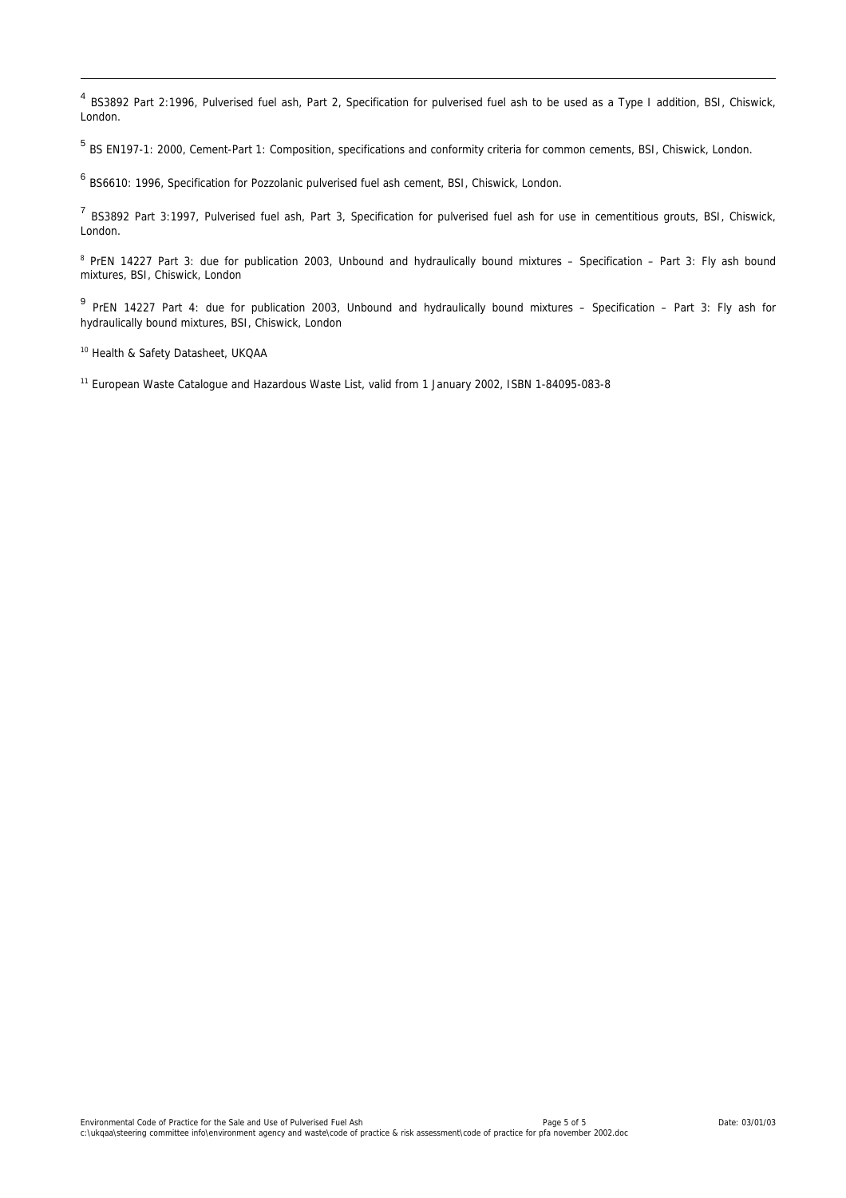[4] BS3892 Part 2:1996, Pulverised fuel ash, Part 2, Specification for pulverised fuel ash to be used as a Type I addition, BSI, Chiswick, London.

[5] BS EN197-1: 2000, Cement-Part 1: Composition, specifications and conformity criteria for common cements, BSI, Chiswick, London.

[6] BS6610: 1996, Specification for Pozzolanic pulverised fuel ash cement, BSI, Chiswick, London.

[7] BS3892 Part 3:1997, Pulverised fuel ash, Part 3, Specification for pulverised fuel ash for use in cementitious grouts, BSI, Chiswick, London.

[8] PrEN 14227 Part 3: due for publication 2003, Unbound and hydraulically bound mixtures – Specification – Part 3: Fly ash bound mixtures, BSI, Chiswick, London

[9] PrEN 14227 Part 4: due for publication 2003, Unbound and hydraulically bound mixtures – Specification – Part 3: Fly ash for hydraulically bound mixtures, BSI, Chiswick, London

[10] Health & Safety Datasheet, UKQAA

[11] European Waste Catalogue and Hazardous Waste List, valid from 1 January 2002, ISBN 1-84095-083-8